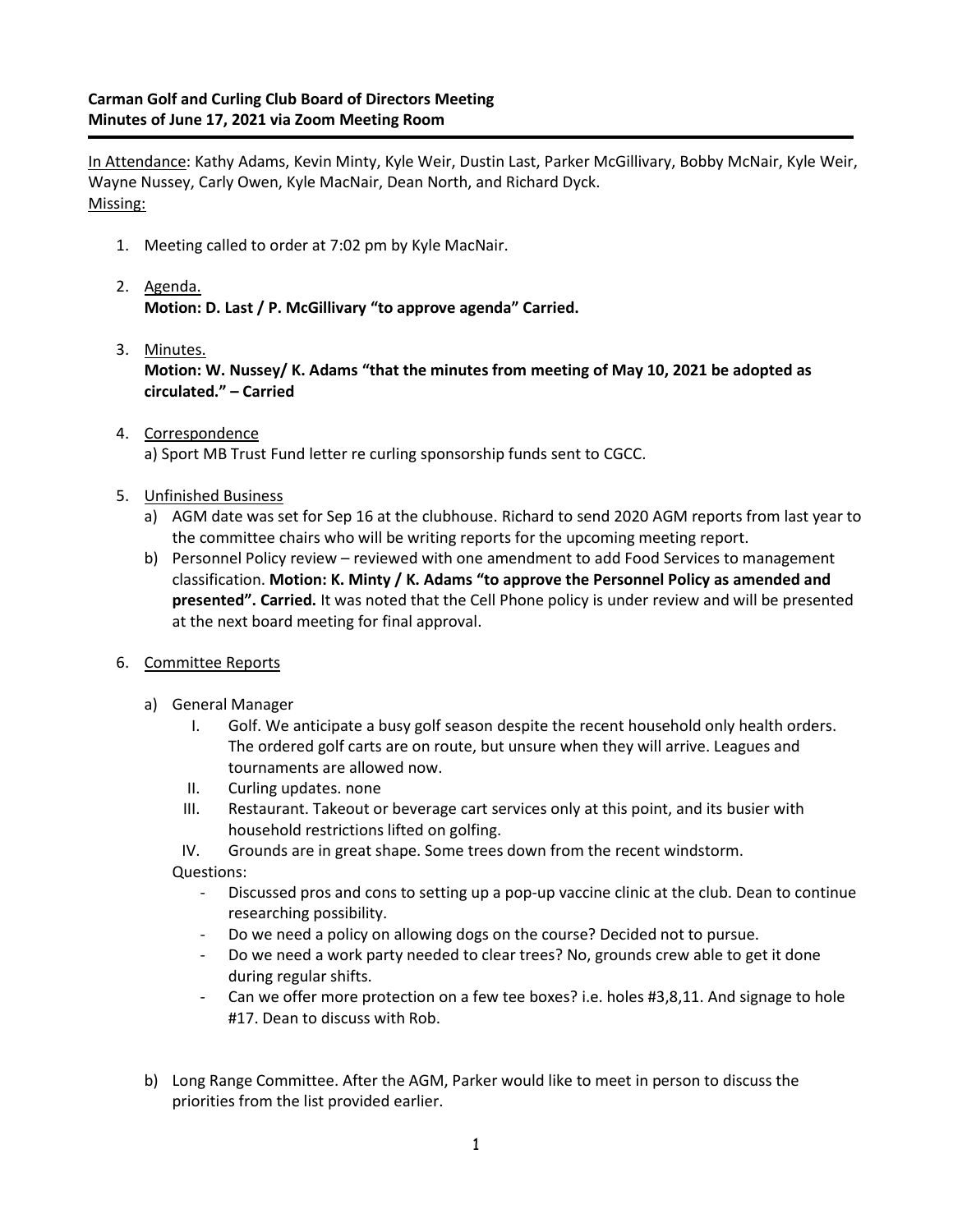**Carman Golf and Curling Club Board of Directors Meeting**
**Minutes of June 17, 2021 via Zoom Meeting Room**

---

<u>In Attendance</u>: Kathy Adams, Kevin Minty, Kyle Weir, Dustin Last, Parker McGillivary, Bobby McNair, Kyle Weir, Wayne Nussey, Carly Owen, Kyle MacNair, Dean North, and Richard Dyck.
<u>Missing:</u>

1. Meeting called to order at 7:02 pm by Kyle MacNair.

2. <u>Agenda.</u>
   **Motion: D. Last / P. McGillivary "to approve agenda" Carried.**

3. <u>Minutes.</u>
   **Motion: W. Nussey/ K. Adams "that the minutes from meeting of May 10, 2021 be adopted as circulated." – Carried**

4. <u>Correspondence</u>
   a) Sport MB Trust Fund letter re curling sponsorship funds sent to CGCC.

5. <u>Unfinished Business</u>
   a) AGM date was set for Sep 16 at the clubhouse. Richard to send 2020 AGM reports from last year to the committee chairs who will be writing reports for the upcoming meeting report.
   b) Personnel Policy review – reviewed with one amendment to add Food Services to management classification. **Motion: K. Minty / K. Adams "to approve the Personnel Policy as amended and presented". Carried.** It was noted that the Cell Phone policy is under review and will be presented at the next board meeting for final approval.

6. <u>Committee Reports</u>

   a) General Manager
      I. Golf. We anticipate a busy golf season despite the recent household only health orders. The ordered golf carts are on route, but unsure when they will arrive. Leagues and tournaments are allowed now.
      II. Curling updates. none
      III. Restaurant. Takeout or beverage cart services only at this point, and its busier with household restrictions lifted on golfing.
      IV. Grounds are in great shape. Some trees down from the recent windstorm.

      Questions:
      - Discussed pros and cons to setting up a pop-up vaccine clinic at the club. Dean to continue researching possibility.
      - Do we need a policy on allowing dogs on the course? Decided not to pursue.
      - Do we need a work party needed to clear trees? No, grounds crew able to get it done during regular shifts.
      - Can we offer more protection on a few tee boxes? i.e. holes #3,8,11. And signage to hole #17. Dean to discuss with Rob.

   b) Long Range Committee. After the AGM, Parker would like to meet in person to discuss the priorities from the list provided earlier.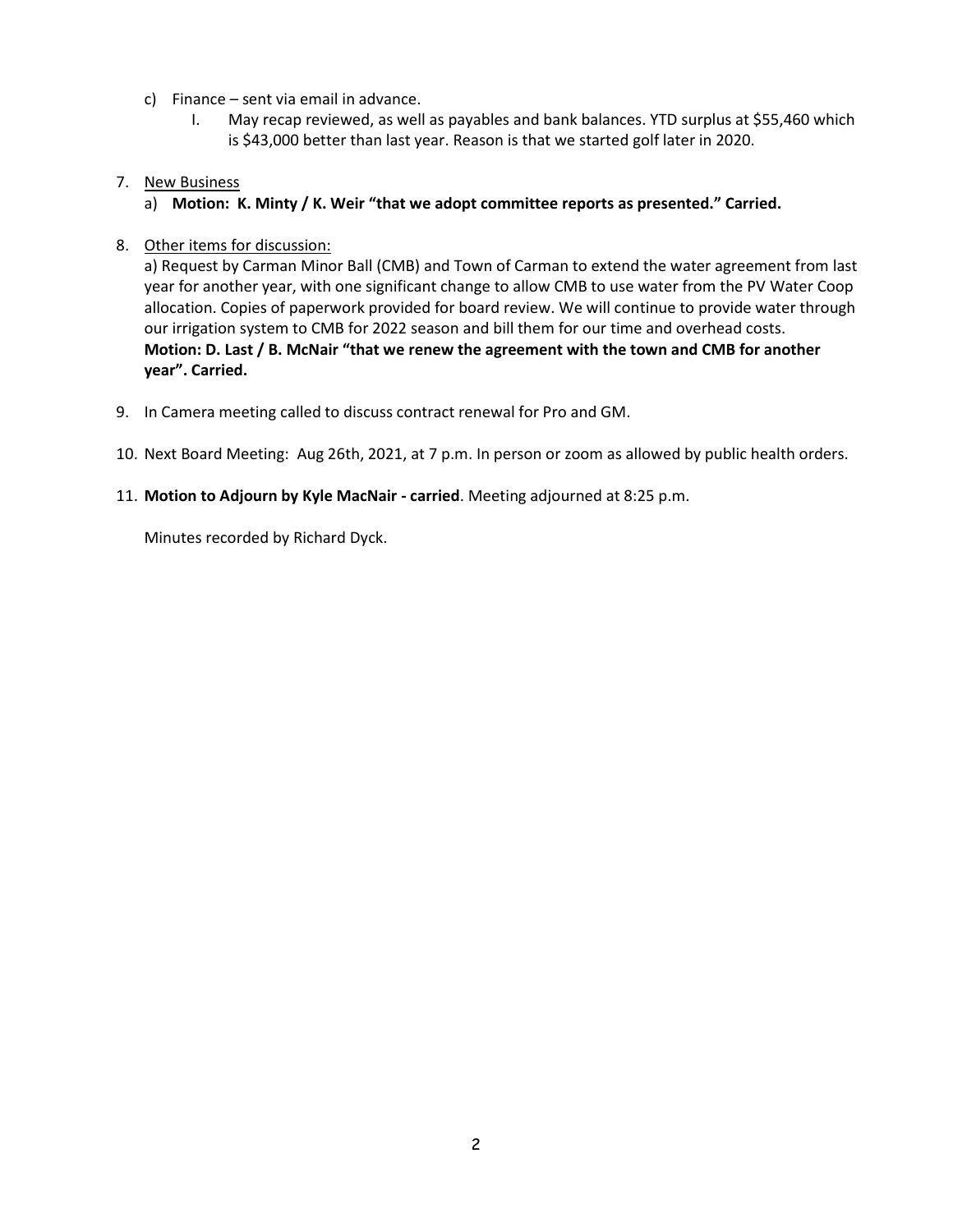c) Finance – sent via email in advance.

   I. May recap reviewed, as well as payables and bank balances. YTD surplus at $55,460 which is $43,000 better than last year. Reason is that we started golf later in 2020.

7. New Business

   a) **Motion: K. Minty / K. Weir "that we adopt committee reports as presented." Carried.**

8. Other items for discussion:

   a) Request by Carman Minor Ball (CMB) and Town of Carman to extend the water agreement from last year for another year, with one significant change to allow CMB to use water from the PV Water Coop allocation. Copies of paperwork provided for board review. We will continue to provide water through our irrigation system to CMB for 2022 season and bill them for our time and overhead costs.
   **Motion: D. Last / B. McNair "that we renew the agreement with the town and CMB for another year". Carried.**

9. In Camera meeting called to discuss contract renewal for Pro and GM.

10. Next Board Meeting: Aug 26th, 2021, at 7 p.m. In person or zoom as allowed by public health orders.

11. **Motion to Adjourn by Kyle MacNair - carried**. Meeting adjourned at 8:25 p.m.

    Minutes recorded by Richard Dyck.